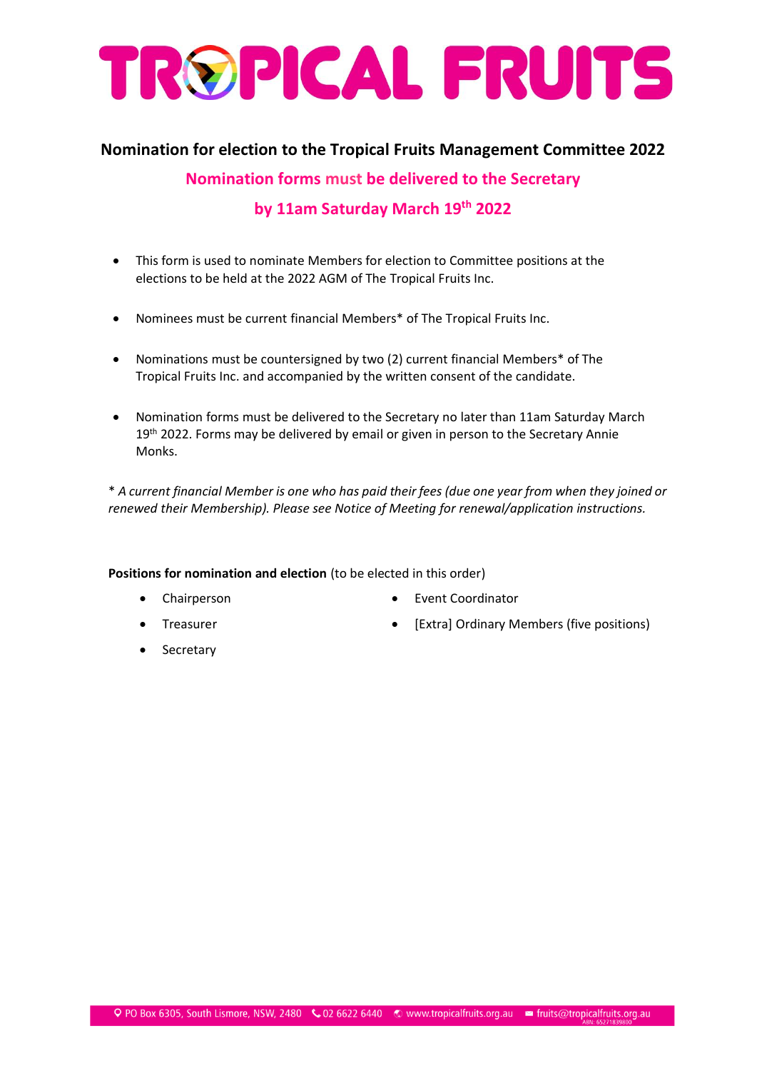# TROPICAL FRUITS

## Nomination for election to the Tropical Fruits Management Committee 2022

**Nomination forms must be delivered to the Secretary**

**by 11am Saturday March 19th 2022**

- This form is used to nominate Members for election to Committee positions at the elections to be held at the 2022 AGM of The Tropical Fruits Inc.
- Nominees must be current financial Members* of The Tropical Fruits Inc.
- Nominations must be countersigned by two (2) current financial Members* of The Tropical Fruits Inc. and accompanied by the written consent of the candidate.
- Nomination forms must be delivered to the Secretary no later than 11am Saturday March 19th 2022. Forms may be delivered by email or given in person to the Secretary Annie Monks.

*\* A current financial Member is one who has paid their fees (due one year from when they joined or renewed their Membership). Please see Notice of Meeting for renewal/application instructions.*

**Positions for nomination and election** (to be elected in this order)

- Chairperson
- Treasurer
- Secretary
- Event Coordinator
- [Extra] Ordinary Members (five positions)

PO Box 6305, South Lismore, NSW, 2480 | 02 6622 6440 | www.tropicalfruits.org.au | fruits@tropicalfruits.org.au | ABN: 65271839800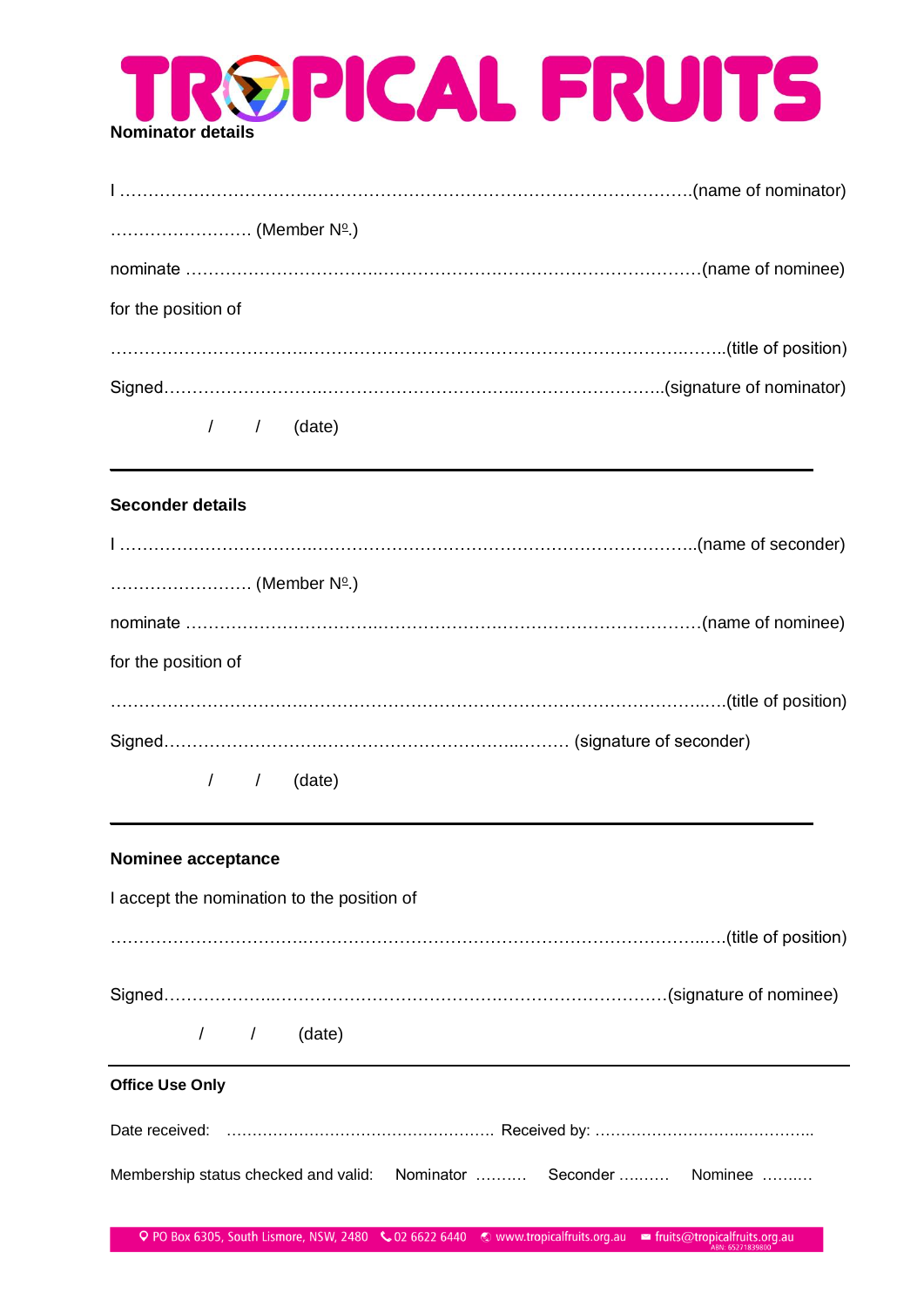# TROPICAL FRUITS

**Nominator details**

I ……………………………..…………………………………………………………….(name of nominator)

……………………. (Member Nº.)

nominate …………………………..……………….……………………………….(name of nominee)

for the position of

……………………………..…………………………………………………………….…..(title of position)

Signed……………………….…………………………..……………………..(signature of nominator)

/ / (date)

---

**Seconder details**

I ……………………………..…………………………………………………………….(name of seconder)

……………………. (Member Nº.)

nominate …………………………..……………….……………………………….(name of nominee)

for the position of

……………………………..…………………………………………………………….…..(title of position)

Signed……………………….…………………………..……… (signature of seconder)

/ / (date)

---

**Nominee acceptance**

I accept the nomination to the position of

……………………………..…………………………………………………………….…..(title of position)

Signed………………...……………………………….………………………(signature of nominee)

/ / (date)

---

**Office Use Only**

Date received: …………………………………………… Received by: ………………………..…………..

Membership status checked and valid: Nominator ………. Seconder ………. Nominee ……….

PO Box 6305, South Lismore, NSW, 2480 02 6622 6440 www.tropicalfruits.org.au fruits@tropicalfruits.org.au ABN: 65271839800